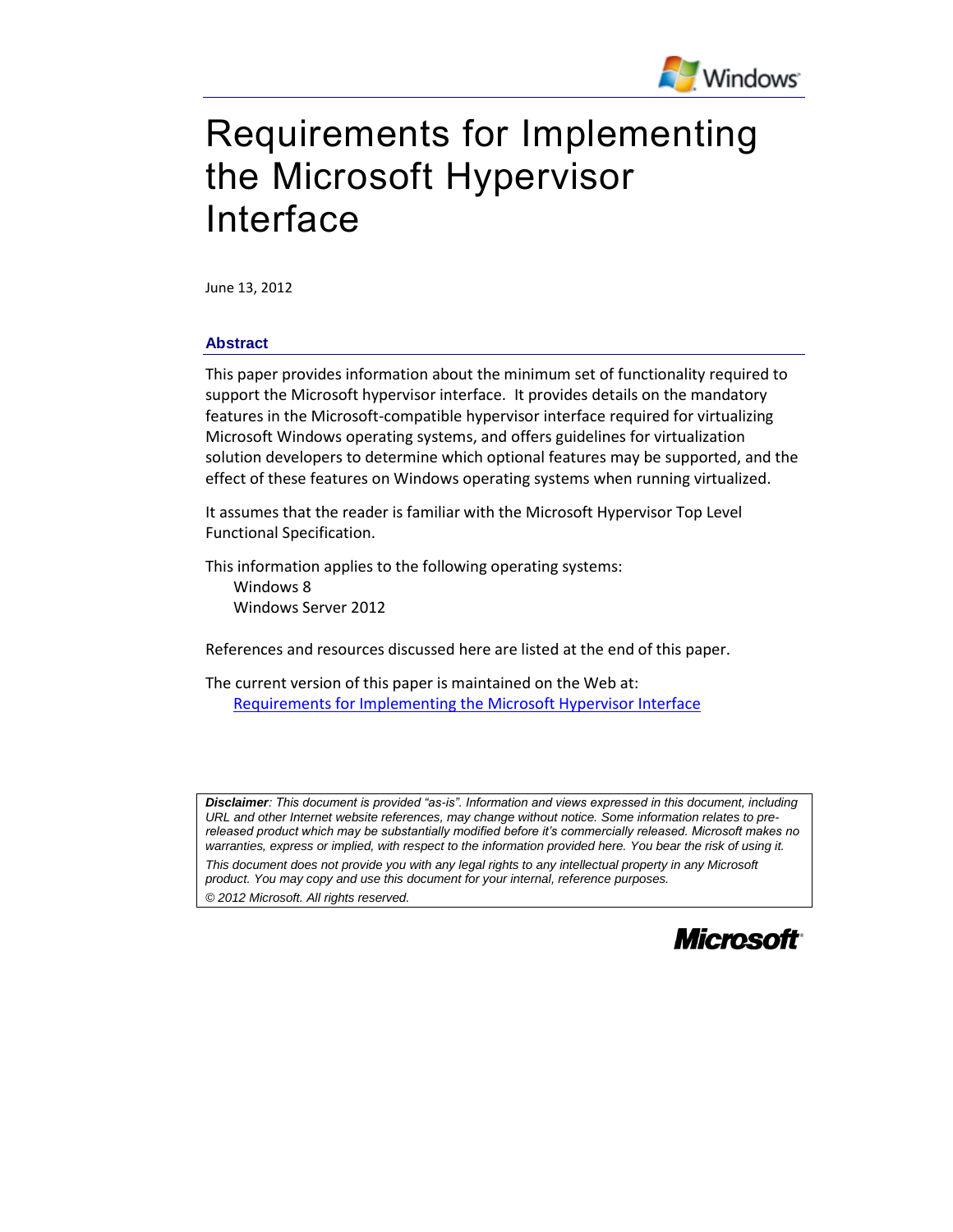# Requirements for Implementing the Microsoft Hypervisor Interface

June 13, 2012

## Abstract

This paper provides information about the minimum set of functionality required to support the Microsoft hypervisor interface. It provides details on the mandatory features in the Microsoft-compatible hypervisor interface required for virtualizing Microsoft Windows operating systems, and offers guidelines for virtualization solution developers to determine which optional features may be supported, and the effect of these features on Windows operating systems when running virtualized.

It assumes that the reader is familiar with the Microsoft Hypervisor Top Level Functional Specification.

This information applies to the following operating systems:

- Windows 8
- Windows Server 2012

References and resources discussed here are listed at the end of this paper.

The current version of this paper is maintained on the Web at:
[Requirements for Implementing the Microsoft Hypervisor Interface]

***Disclaimer**: This document is provided "as-is". Information and views expressed in this document, including URL and other Internet website references, may change without notice. Some information relates to pre-released product which may be substantially modified before it's commercially released. Microsoft makes no warranties, express or implied, with respect to the information provided here. You bear the risk of using it.*

*This document does not provide you with any legal rights to any intellectual property in any Microsoft product. You may copy and use this document for your internal, reference purposes.*

*© 2012 Microsoft. All rights reserved.*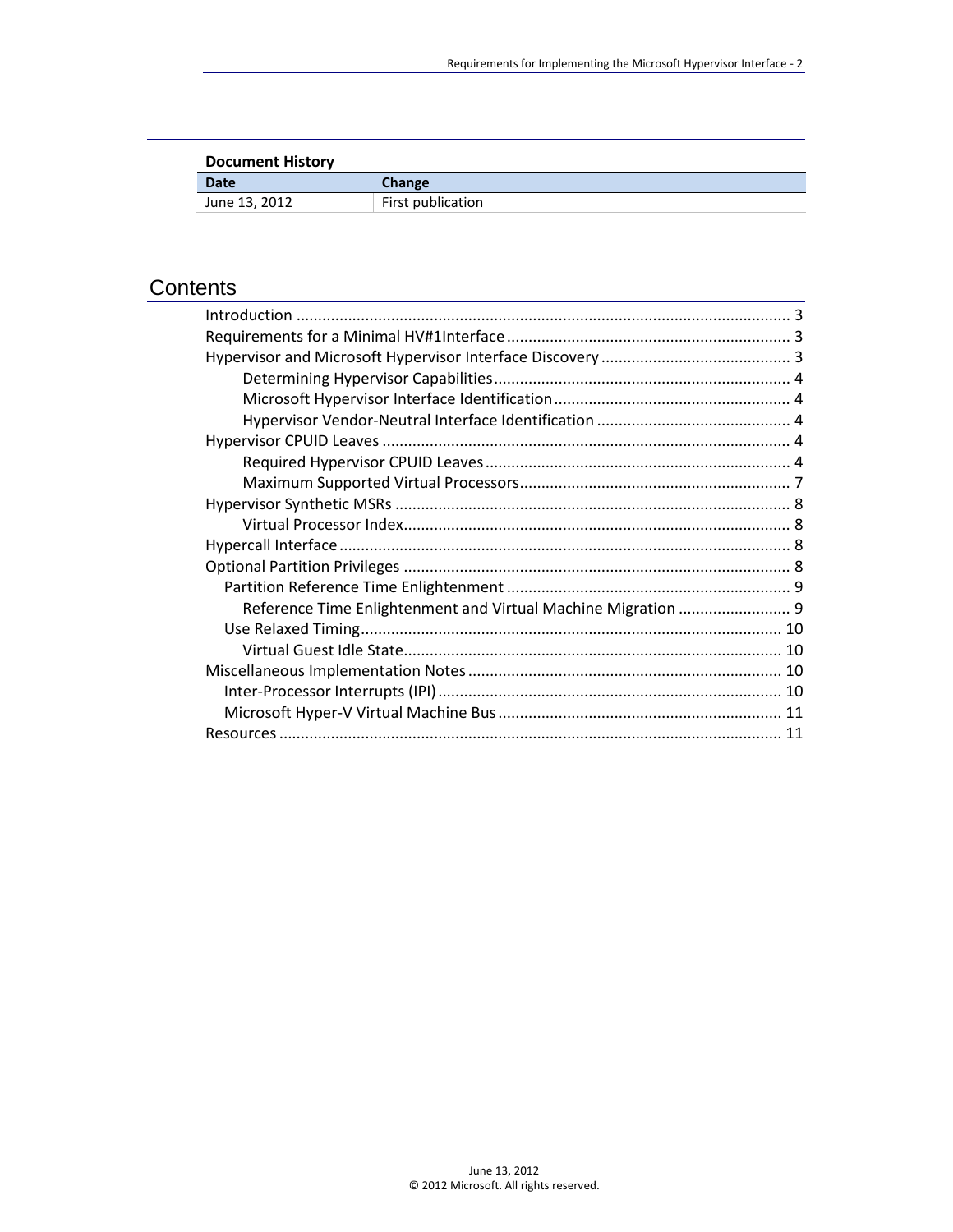**Document History**

| Date | Change |
| --- | --- |
| June 13, 2012 | First publication |

# Contents

- Introduction .......... 3
- Requirements for a Minimal HV#1Interface .......... 3
- Hypervisor and Microsoft Hypervisor Interface Discovery .......... 3
    - Determining Hypervisor Capabilities .......... 4
    - Microsoft Hypervisor Interface Identification .......... 4
    - Hypervisor Vendor-Neutral Interface Identification .......... 4
- Hypervisor CPUID Leaves .......... 4
    - Required Hypervisor CPUID Leaves .......... 4
    - Maximum Supported Virtual Processors .......... 7
- Hypervisor Synthetic MSRs .......... 8
    - Virtual Processor Index .......... 8
- Hypercall Interface .......... 8
- Optional Partition Privileges .......... 8
  - Partition Reference Time Enlightenment .......... 9
    - Reference Time Enlightenment and Virtual Machine Migration .......... 9
  - Use Relaxed Timing .......... 10
    - Virtual Guest Idle State .......... 10
- Miscellaneous Implementation Notes .......... 10
  - Inter-Processor Interrupts (IPI) .......... 10
  - Microsoft Hyper-V Virtual Machine Bus .......... 11
- Resources .......... 11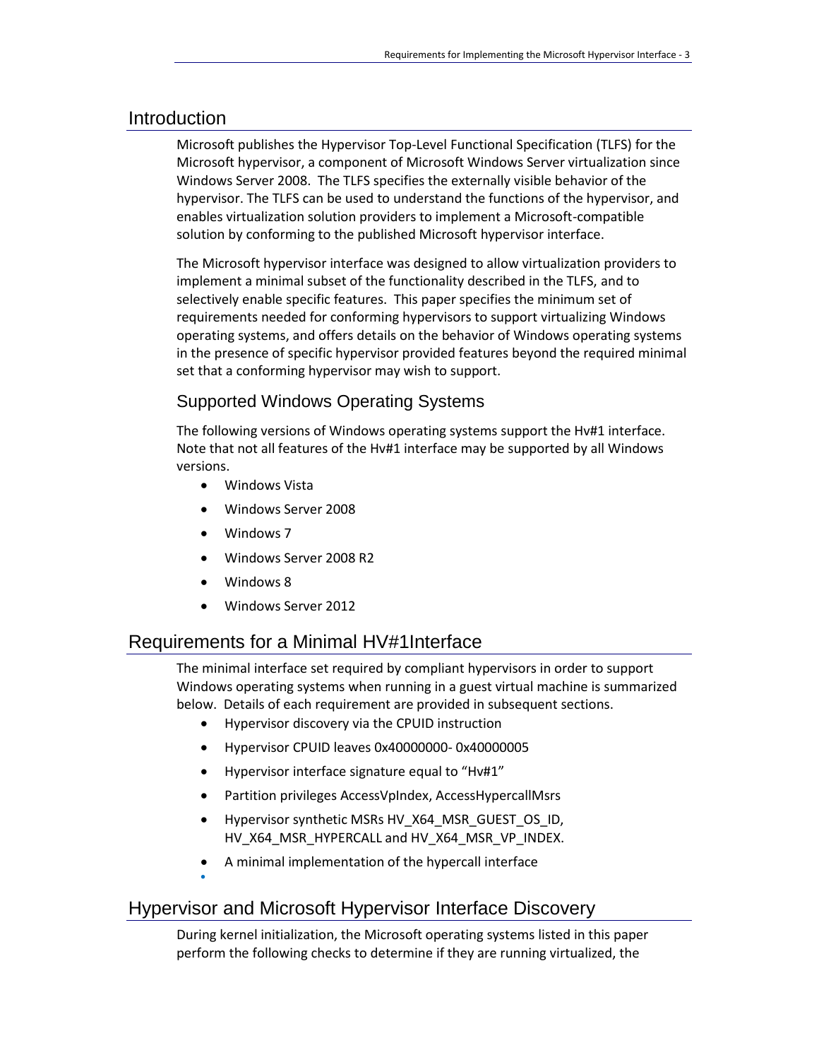# Introduction

Microsoft publishes the Hypervisor Top-Level Functional Specification (TLFS) for the Microsoft hypervisor, a component of Microsoft Windows Server virtualization since Windows Server 2008. The TLFS specifies the externally visible behavior of the hypervisor. The TLFS can be used to understand the functions of the hypervisor, and enables virtualization solution providers to implement a Microsoft-compatible solution by conforming to the published Microsoft hypervisor interface.

The Microsoft hypervisor interface was designed to allow virtualization providers to implement a minimal subset of the functionality described in the TLFS, and to selectively enable specific features. This paper specifies the minimum set of requirements needed for conforming hypervisors to support virtualizing Windows operating systems, and offers details on the behavior of Windows operating systems in the presence of specific hypervisor provided features beyond the required minimal set that a conforming hypervisor may wish to support.

## Supported Windows Operating Systems

The following versions of Windows operating systems support the Hv#1 interface. Note that not all features of the Hv#1 interface may be supported by all Windows versions.

- Windows Vista
- Windows Server 2008
- Windows 7
- Windows Server 2008 R2
- Windows 8
- Windows Server 2012

# Requirements for a Minimal HV#1Interface

The minimal interface set required by compliant hypervisors in order to support Windows operating systems when running in a guest virtual machine is summarized below. Details of each requirement are provided in subsequent sections.

- Hypervisor discovery via the CPUID instruction
- Hypervisor CPUID leaves 0x40000000- 0x40000005
- Hypervisor interface signature equal to “Hv#1”
- Partition privileges AccessVpIndex, AccessHypercallMsrs
- Hypervisor synthetic MSRs HV_X64_MSR_GUEST_OS_ID, HV_X64_MSR_HYPERCALL and HV_X64_MSR_VP_INDEX.
- A minimal implementation of the hypercall interface

# Hypervisor and Microsoft Hypervisor Interface Discovery

During kernel initialization, the Microsoft operating systems listed in this paper perform the following checks to determine if they are running virtualized, the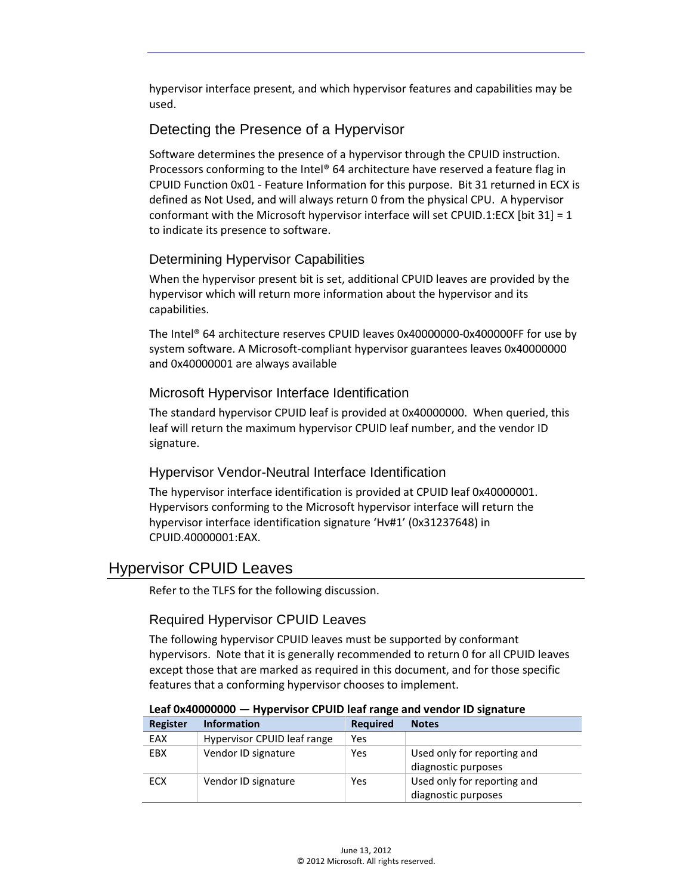hypervisor interface present, and which hypervisor features and capabilities may be used.

### Detecting the Presence of a Hypervisor

Software determines the presence of a hypervisor through the CPUID instruction. Processors conforming to the Intel® 64 architecture have reserved a feature flag in CPUID Function 0x01 - Feature Information for this purpose. Bit 31 returned in ECX is defined as Not Used, and will always return 0 from the physical CPU. A hypervisor conformant with the Microsoft hypervisor interface will set CPUID.1:ECX [bit 31] = 1 to indicate its presence to software.

#### Determining Hypervisor Capabilities

When the hypervisor present bit is set, additional CPUID leaves are provided by the hypervisor which will return more information about the hypervisor and its capabilities.

The Intel® 64 architecture reserves CPUID leaves 0x40000000-0x400000FF for use by system software. A Microsoft-compliant hypervisor guarantees leaves 0x40000000 and 0x40000001 are always available

#### Microsoft Hypervisor Interface Identification

The standard hypervisor CPUID leaf is provided at 0x40000000. When queried, this leaf will return the maximum hypervisor CPUID leaf number, and the vendor ID signature.

#### Hypervisor Vendor-Neutral Interface Identification

The hypervisor interface identification is provided at CPUID leaf 0x40000001. Hypervisors conforming to the Microsoft hypervisor interface will return the hypervisor interface identification signature 'Hv#1' (0x31237648) in CPUID.40000001:EAX.

## Hypervisor CPUID Leaves

Refer to the TLFS for the following discussion.

#### Required Hypervisor CPUID Leaves

The following hypervisor CPUID leaves must be supported by conformant hypervisors. Note that it is generally recommended to return 0 for all CPUID leaves except those that are marked as required in this document, and for those specific features that a conforming hypervisor chooses to implement.

**Leaf 0x40000000 — Hypervisor CPUID leaf range and vendor ID signature**

| Register | Information | Required | Notes |
|---|---|---|---|
| EAX | Hypervisor CPUID leaf range | Yes | |
| EBX | Vendor ID signature | Yes | Used only for reporting and diagnostic purposes |
| ECX | Vendor ID signature | Yes | Used only for reporting and diagnostic purposes |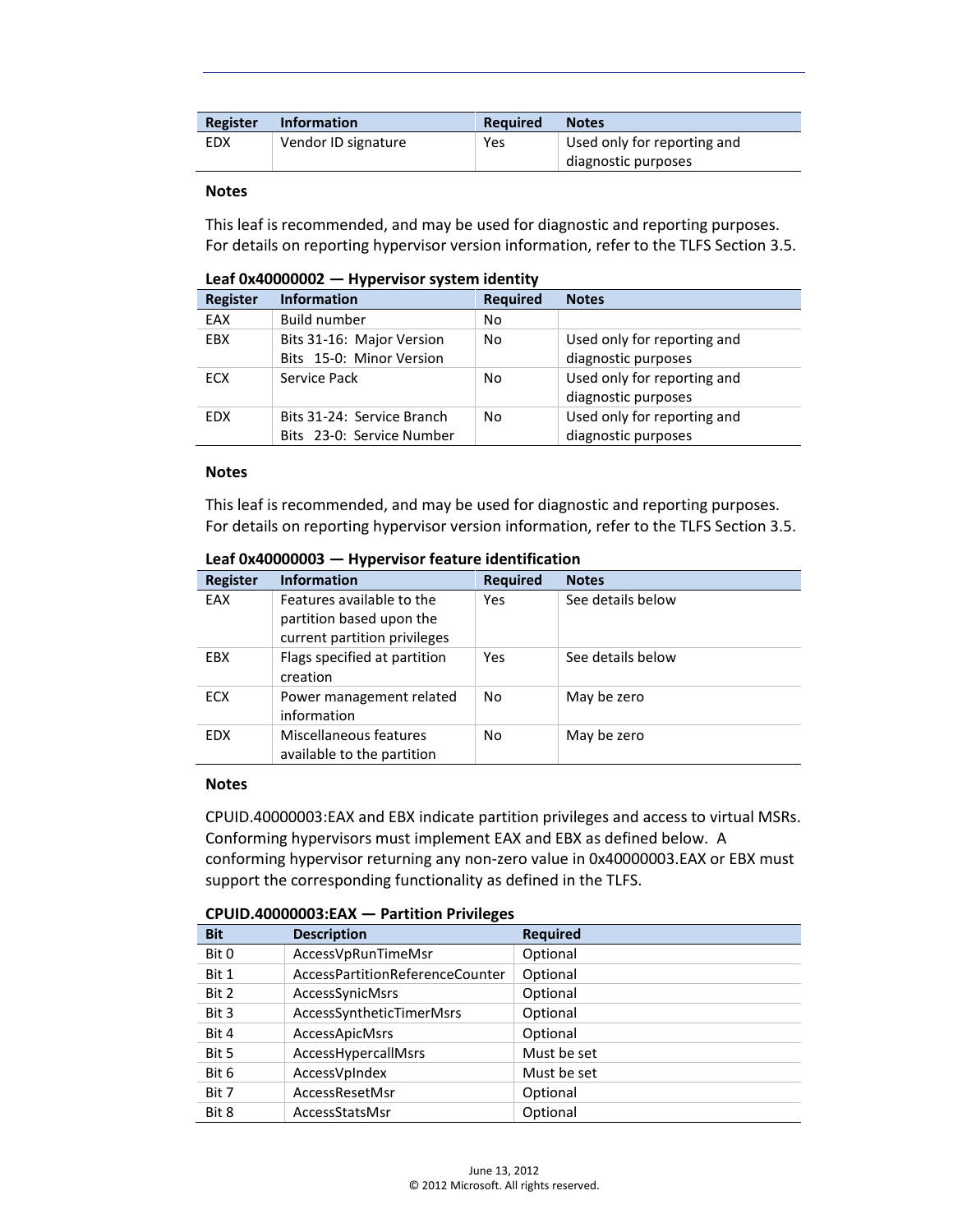| Register | Information | Required | Notes |
|---|---|---|---|
| EDX | Vendor ID signature | Yes | Used only for reporting and diagnostic purposes |

**Notes**

This leaf is recommended, and may be used for diagnostic and reporting purposes. For details on reporting hypervisor version information, refer to the TLFS Section 3.5.

**Leaf 0x40000002 — Hypervisor system identity**

| Register | Information | Required | Notes |
|---|---|---|---|
| EAX | Build number | No | |
| EBX | Bits 31-16: Major Version<br>Bits 15-0: Minor Version | No | Used only for reporting and diagnostic purposes |
| ECX | Service Pack | No | Used only for reporting and diagnostic purposes |
| EDX | Bits 31-24: Service Branch<br>Bits 23-0: Service Number | No | Used only for reporting and diagnostic purposes |

**Notes**

This leaf is recommended, and may be used for diagnostic and reporting purposes. For details on reporting hypervisor version information, refer to the TLFS Section 3.5.

**Leaf 0x40000003 — Hypervisor feature identification**

| Register | Information | Required | Notes |
|---|---|---|---|
| EAX | Features available to the partition based upon the current partition privileges | Yes | See details below |
| EBX | Flags specified at partition creation | Yes | See details below |
| ECX | Power management related information | No | May be zero |
| EDX | Miscellaneous features available to the partition | No | May be zero |

**Notes**

CPUID.40000003:EAX and EBX indicate partition privileges and access to virtual MSRs. Conforming hypervisors must implement EAX and EBX as defined below. A conforming hypervisor returning any non-zero value in 0x40000003.EAX or EBX must support the corresponding functionality as defined in the TLFS.

**CPUID.40000003:EAX — Partition Privileges**

| Bit | Description | Required |
|---|---|---|
| Bit 0 | AccessVpRunTimeMsr | Optional |
| Bit 1 | AccessPartitionReferenceCounter | Optional |
| Bit 2 | AccessSynicMsrs | Optional |
| Bit 3 | AccessSyntheticTimerMsrs | Optional |
| Bit 4 | AccessApicMsrs | Optional |
| Bit 5 | AccessHypercallMsrs | Must be set |
| Bit 6 | AccessVpIndex | Must be set |
| Bit 7 | AccessResetMsr | Optional |
| Bit 8 | AccessStatsMsr | Optional |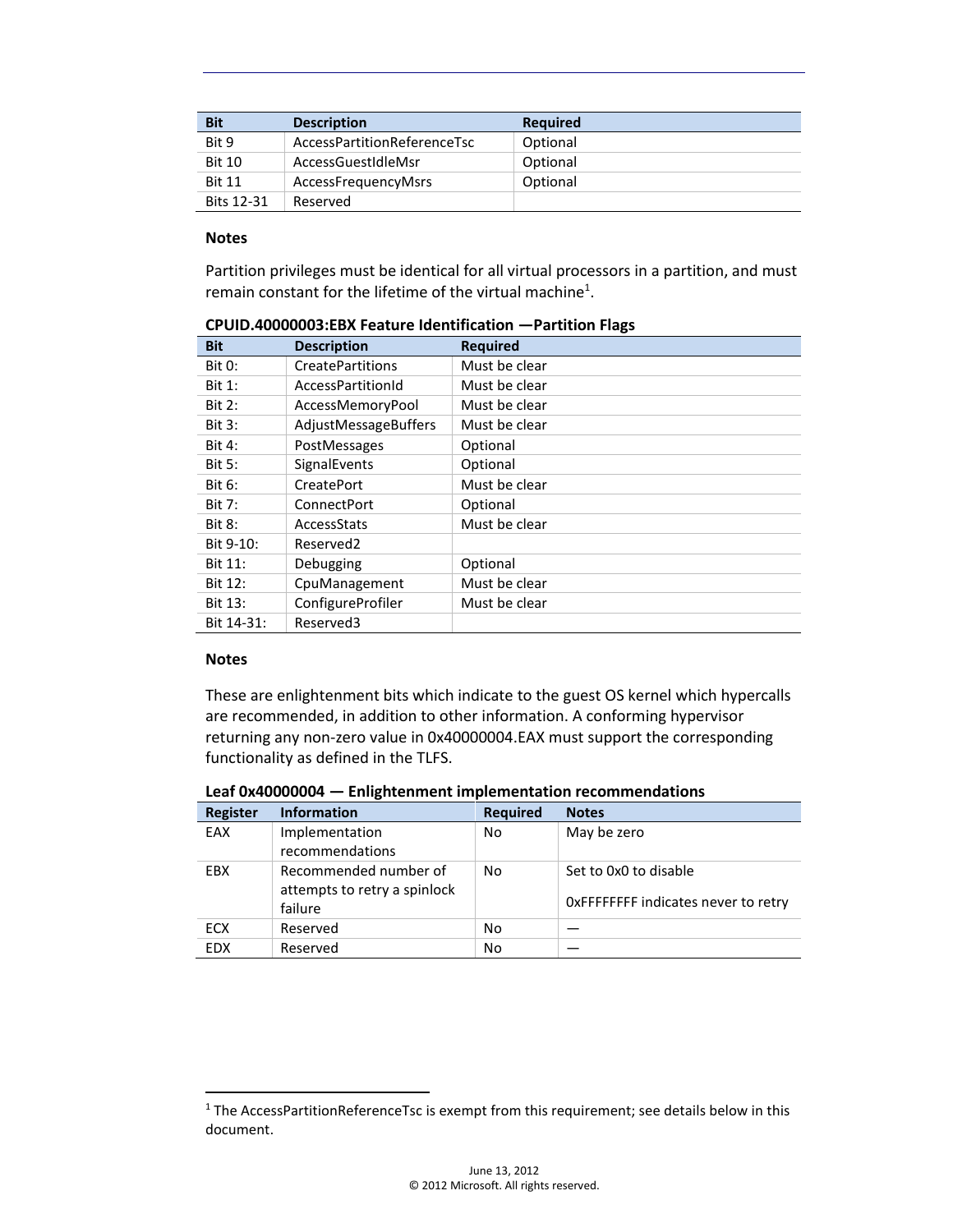| Bit | Description | Required |
|---|---|---|
| Bit 9 | AccessPartitionReferenceTsc | Optional |
| Bit 10 | AccessGuestIdleMsr | Optional |
| Bit 11 | AccessFrequencyMsrs | Optional |
| Bits 12-31 | Reserved | |

**Notes**

Partition privileges must be identical for all virtual processors in a partition, and must remain constant for the lifetime of the virtual machine[1].

**CPUID.40000003:EBX Feature Identification —Partition Flags**

| Bit | Description | Required |
|---|---|---|
| Bit 0: | CreatePartitions | Must be clear |
| Bit 1: | AccessPartitionId | Must be clear |
| Bit 2: | AccessMemoryPool | Must be clear |
| Bit 3: | AdjustMessageBuffers | Must be clear |
| Bit 4: | PostMessages | Optional |
| Bit 5: | SignalEvents | Optional |
| Bit 6: | CreatePort | Must be clear |
| Bit 7: | ConnectPort | Optional |
| Bit 8: | AccessStats | Must be clear |
| Bit 9-10: | Reserved2 | |
| Bit 11: | Debugging | Optional |
| Bit 12: | CpuManagement | Must be clear |
| Bit 13: | ConfigureProfiler | Must be clear |
| Bit 14-31: | Reserved3 | |

**Notes**

These are enlightenment bits which indicate to the guest OS kernel which hypercalls are recommended, in addition to other information. A conforming hypervisor returning any non-zero value in 0x40000004.EAX must support the corresponding functionality as defined in the TLFS.

**Leaf 0x40000004 — Enlightenment implementation recommendations**

| Register | Information | Required | Notes |
|---|---|---|---|
| EAX | Implementation recommendations | No | May be zero |
| EBX | Recommended number of attempts to retry a spinlock failure | No | Set to 0x0 to disable<br><br>0xFFFFFFFF indicates never to retry |
| ECX | Reserved | No | — |
| EDX | Reserved | No | — |

[1] The AccessPartitionReferenceTsc is exempt from this requirement; see details below in this document.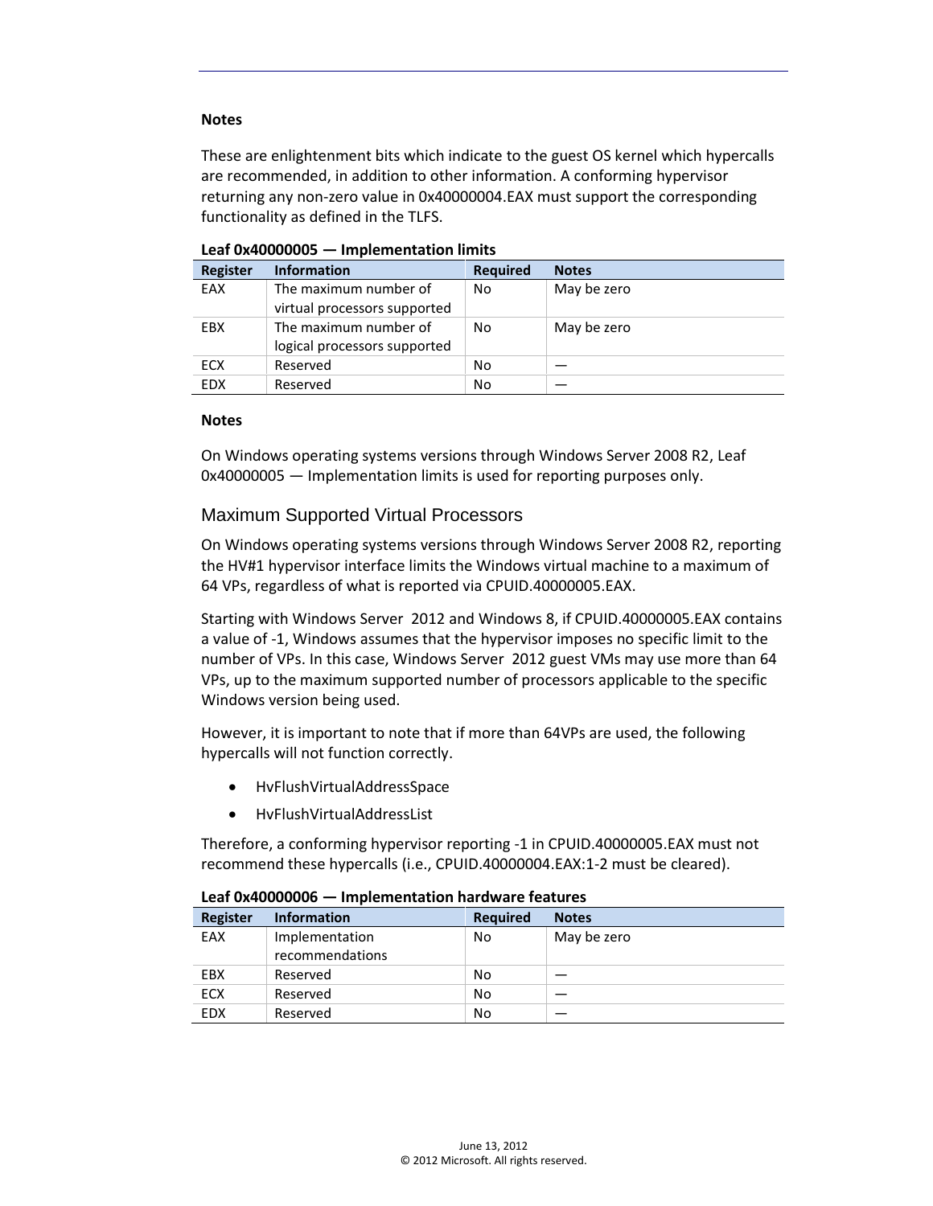**Notes**

These are enlightenment bits which indicate to the guest OS kernel which hypercalls are recommended, in addition to other information. A conforming hypervisor returning any non-zero value in 0x40000004.EAX must support the corresponding functionality as defined in the TLFS.

**Leaf 0x40000005 — Implementation limits**

| Register | Information | Required | Notes |
|---|---|---|---|
| EAX | The maximum number of virtual processors supported | No | May be zero |
| EBX | The maximum number of logical processors supported | No | May be zero |
| ECX | Reserved | No | — |
| EDX | Reserved | No | — |

**Notes**

On Windows operating systems versions through Windows Server 2008 R2, Leaf 0x40000005 — Implementation limits is used for reporting purposes only.

## Maximum Supported Virtual Processors

On Windows operating systems versions through Windows Server 2008 R2, reporting the HV#1 hypervisor interface limits the Windows virtual machine to a maximum of 64 VPs, regardless of what is reported via CPUID.40000005.EAX.

Starting with Windows Server 2012 and Windows 8, if CPUID.40000005.EAX contains a value of -1, Windows assumes that the hypervisor imposes no specific limit to the number of VPs. In this case, Windows Server 2012 guest VMs may use more than 64 VPs, up to the maximum supported number of processors applicable to the specific Windows version being used.

However, it is important to note that if more than 64VPs are used, the following hypercalls will not function correctly.

- HvFlushVirtualAddressSpace
- HvFlushVirtualAddressList

Therefore, a conforming hypervisor reporting -1 in CPUID.40000005.EAX must not recommend these hypercalls (i.e., CPUID.40000004.EAX:1-2 must be cleared).

**Leaf 0x40000006 — Implementation hardware features**

| Register | Information | Required | Notes |
|---|---|---|---|
| EAX | Implementation recommendations | No | May be zero |
| EBX | Reserved | No | — |
| ECX | Reserved | No | — |
| EDX | Reserved | No | — |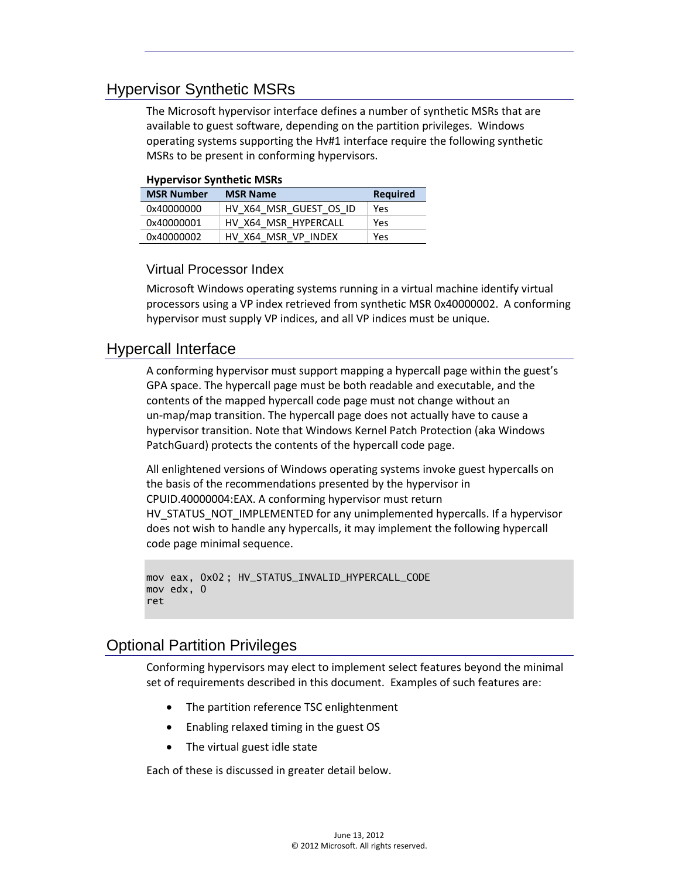## Hypervisor Synthetic MSRs

The Microsoft hypervisor interface defines a number of synthetic MSRs that are available to guest software, depending on the partition privileges. Windows operating systems supporting the Hv#1 interface require the following synthetic MSRs to be present in conforming hypervisors.

**Hypervisor Synthetic MSRs**

| MSR Number | MSR Name | Required |
|---|---|---|
| 0x40000000 | HV_X64_MSR_GUEST_OS_ID | Yes |
| 0x40000001 | HV_X64_MSR_HYPERCALL | Yes |
| 0x40000002 | HV_X64_MSR_VP_INDEX | Yes |

### Virtual Processor Index

Microsoft Windows operating systems running in a virtual machine identify virtual processors using a VP index retrieved from synthetic MSR 0x40000002. A conforming hypervisor must supply VP indices, and all VP indices must be unique.

## Hypercall Interface

A conforming hypervisor must support mapping a hypercall page within the guest's GPA space. The hypercall page must be both readable and executable, and the contents of the mapped hypercall code page must not change without an un-map/map transition. The hypercall page does not actually have to cause a hypervisor transition. Note that Windows Kernel Patch Protection (aka Windows PatchGuard) protects the contents of the hypercall code page.

All enlightened versions of Windows operating systems invoke guest hypercalls on the basis of the recommendations presented by the hypervisor in CPUID.40000004:EAX. A conforming hypervisor must return HV_STATUS_NOT_IMPLEMENTED for any unimplemented hypercalls. If a hypervisor does not wish to handle any hypercalls, it may implement the following hypercall code page minimal sequence.

```
mov eax, 0x02 ; HV_STATUS_INVALID_HYPERCALL_CODE
mov edx, 0
ret
```

## Optional Partition Privileges

Conforming hypervisors may elect to implement select features beyond the minimal set of requirements described in this document. Examples of such features are:

- The partition reference TSC enlightenment
- Enabling relaxed timing in the guest OS
- The virtual guest idle state

Each of these is discussed in greater detail below.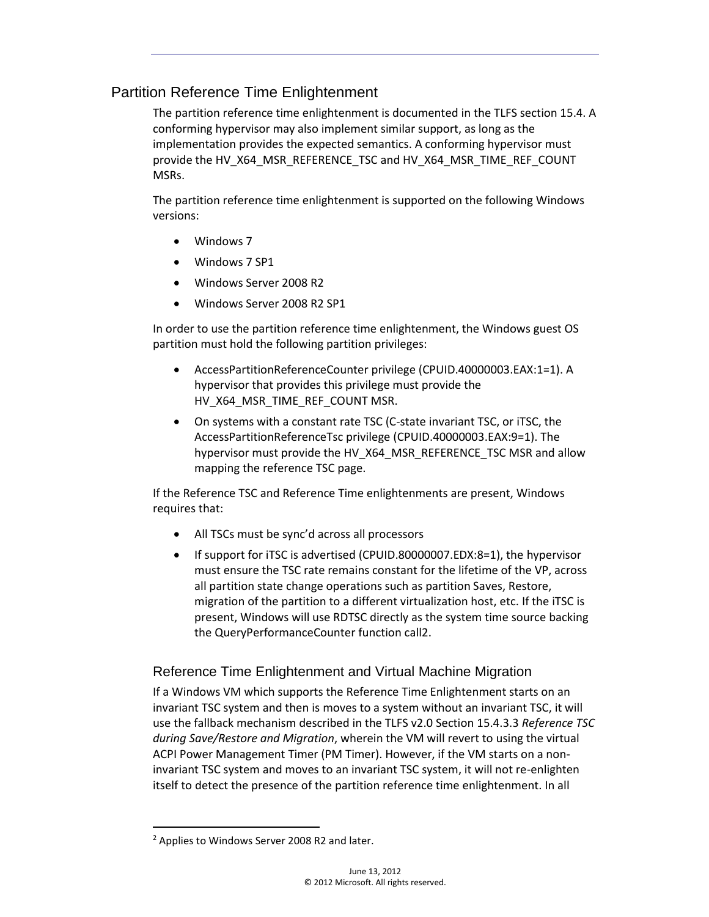## Partition Reference Time Enlightenment

The partition reference time enlightenment is documented in the TLFS section 15.4. A conforming hypervisor may also implement similar support, as long as the implementation provides the expected semantics. A conforming hypervisor must provide the HV_X64_MSR_REFERENCE_TSC and HV_X64_MSR_TIME_REF_COUNT MSRs.

The partition reference time enlightenment is supported on the following Windows versions:

- Windows 7
- Windows 7 SP1
- Windows Server 2008 R2
- Windows Server 2008 R2 SP1

In order to use the partition reference time enlightenment, the Windows guest OS partition must hold the following partition privileges:

- AccessPartitionReferenceCounter privilege (CPUID.40000003.EAX:1=1). A hypervisor that provides this privilege must provide the HV_X64_MSR_TIME_REF_COUNT MSR.
- On systems with a constant rate TSC (C-state invariant TSC, or iTSC, the AccessPartitionReferenceTsc privilege (CPUID.40000003.EAX:9=1). The hypervisor must provide the HV_X64_MSR_REFERENCE_TSC MSR and allow mapping the reference TSC page.

If the Reference TSC and Reference Time enlightenments are present, Windows requires that:

- All TSCs must be sync'd across all processors
- If support for iTSC is advertised (CPUID.80000007.EDX:8=1), the hypervisor must ensure the TSC rate remains constant for the lifetime of the VP, across all partition state change operations such as partition Saves, Restore, migration of the partition to a different virtualization host, etc. If the iTSC is present, Windows will use RDTSC directly as the system time source backing the QueryPerformanceCounter function call[2].

### Reference Time Enlightenment and Virtual Machine Migration

If a Windows VM which supports the Reference Time Enlightenment starts on an invariant TSC system and then is moves to a system without an invariant TSC, it will use the fallback mechanism described in the TLFS v2.0 Section 15.4.3.3 *Reference TSC during Save/Restore and Migration*, wherein the VM will revert to using the virtual ACPI Power Management Timer (PM Timer). However, if the VM starts on a non-invariant TSC system and moves to an invariant TSC system, it will not re-enlighten itself to detect the presence of the partition reference time enlightenment. In all

[2] Applies to Windows Server 2008 R2 and later.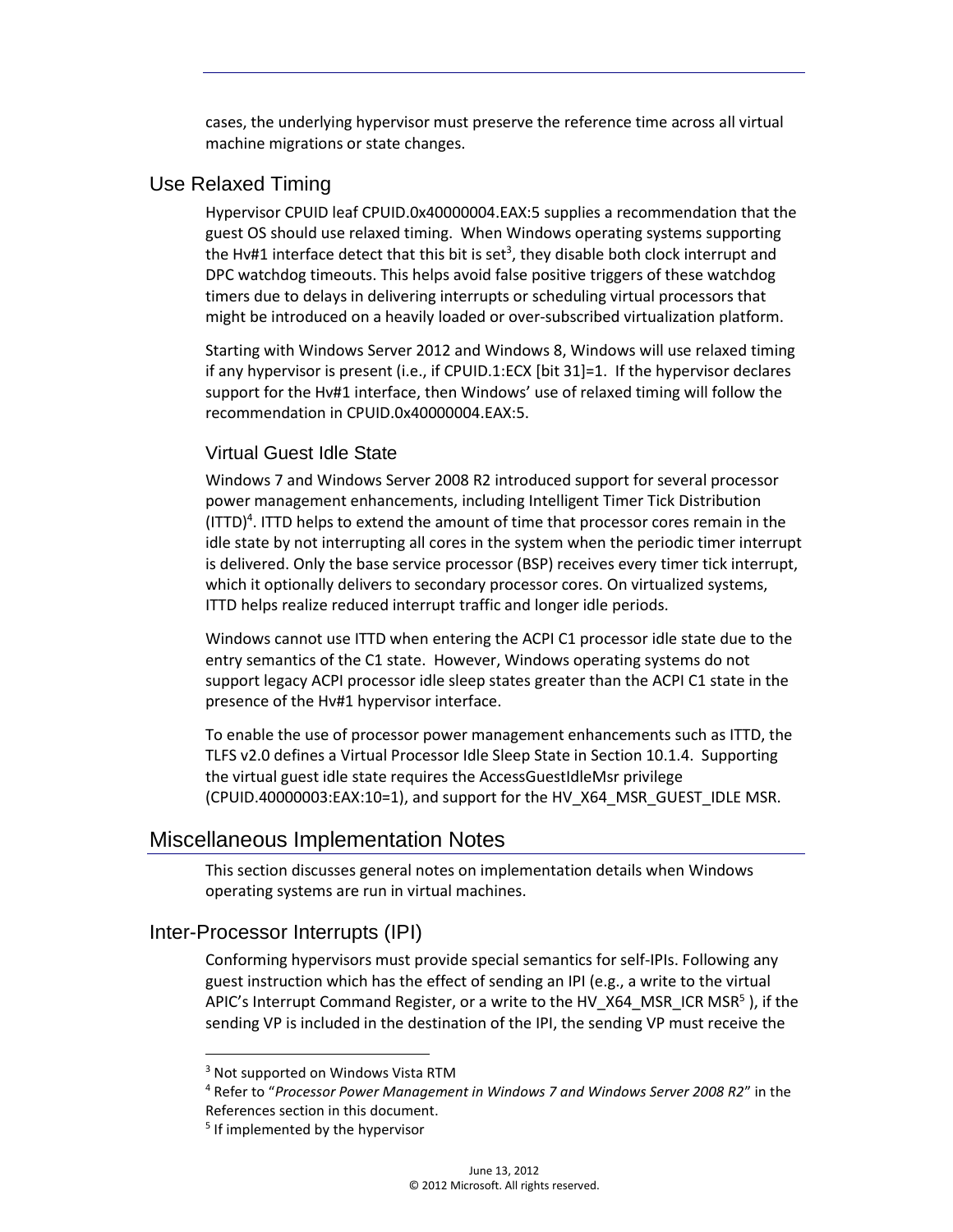cases, the underlying hypervisor must preserve the reference time across all virtual machine migrations or state changes.

## Use Relaxed Timing

Hypervisor CPUID leaf CPUID.0x40000004.EAX:5 supplies a recommendation that the guest OS should use relaxed timing. When Windows operating systems supporting the Hv#1 interface detect that this bit is set[3], they disable both clock interrupt and DPC watchdog timeouts. This helps avoid false positive triggers of these watchdog timers due to delays in delivering interrupts or scheduling virtual processors that might be introduced on a heavily loaded or over-subscribed virtualization platform.

Starting with Windows Server 2012 and Windows 8, Windows will use relaxed timing if any hypervisor is present (i.e., if CPUID.1:ECX [bit 31]=1. If the hypervisor declares support for the Hv#1 interface, then Windows' use of relaxed timing will follow the recommendation in CPUID.0x40000004.EAX:5.

### Virtual Guest Idle State

Windows 7 and Windows Server 2008 R2 introduced support for several processor power management enhancements, including Intelligent Timer Tick Distribution (ITTD)[4]. ITTD helps to extend the amount of time that processor cores remain in the idle state by not interrupting all cores in the system when the periodic timer interrupt is delivered. Only the base service processor (BSP) receives every timer tick interrupt, which it optionally delivers to secondary processor cores. On virtualized systems, ITTD helps realize reduced interrupt traffic and longer idle periods.

Windows cannot use ITTD when entering the ACPI C1 processor idle state due to the entry semantics of the C1 state. However, Windows operating systems do not support legacy ACPI processor idle sleep states greater than the ACPI C1 state in the presence of the Hv#1 hypervisor interface.

To enable the use of processor power management enhancements such as ITTD, the TLFS v2.0 defines a Virtual Processor Idle Sleep State in Section 10.1.4. Supporting the virtual guest idle state requires the AccessGuestIdleMsr privilege (CPUID.40000003:EAX:10=1), and support for the HV_X64_MSR_GUEST_IDLE MSR.

# Miscellaneous Implementation Notes

This section discusses general notes on implementation details when Windows operating systems are run in virtual machines.

## Inter-Processor Interrupts (IPI)

Conforming hypervisors must provide special semantics for self-IPIs. Following any guest instruction which has the effect of sending an IPI (e.g., a write to the virtual APIC's Interrupt Command Register, or a write to the HV_X64_MSR_ICR MSR[5] ), if the sending VP is included in the destination of the IPI, the sending VP must receive the

---

[3] Not supported on Windows Vista RTM

[4] Refer to "*Processor Power Management in Windows 7 and Windows Server 2008 R2*" in the References section in this document.

[5] If implemented by the hypervisor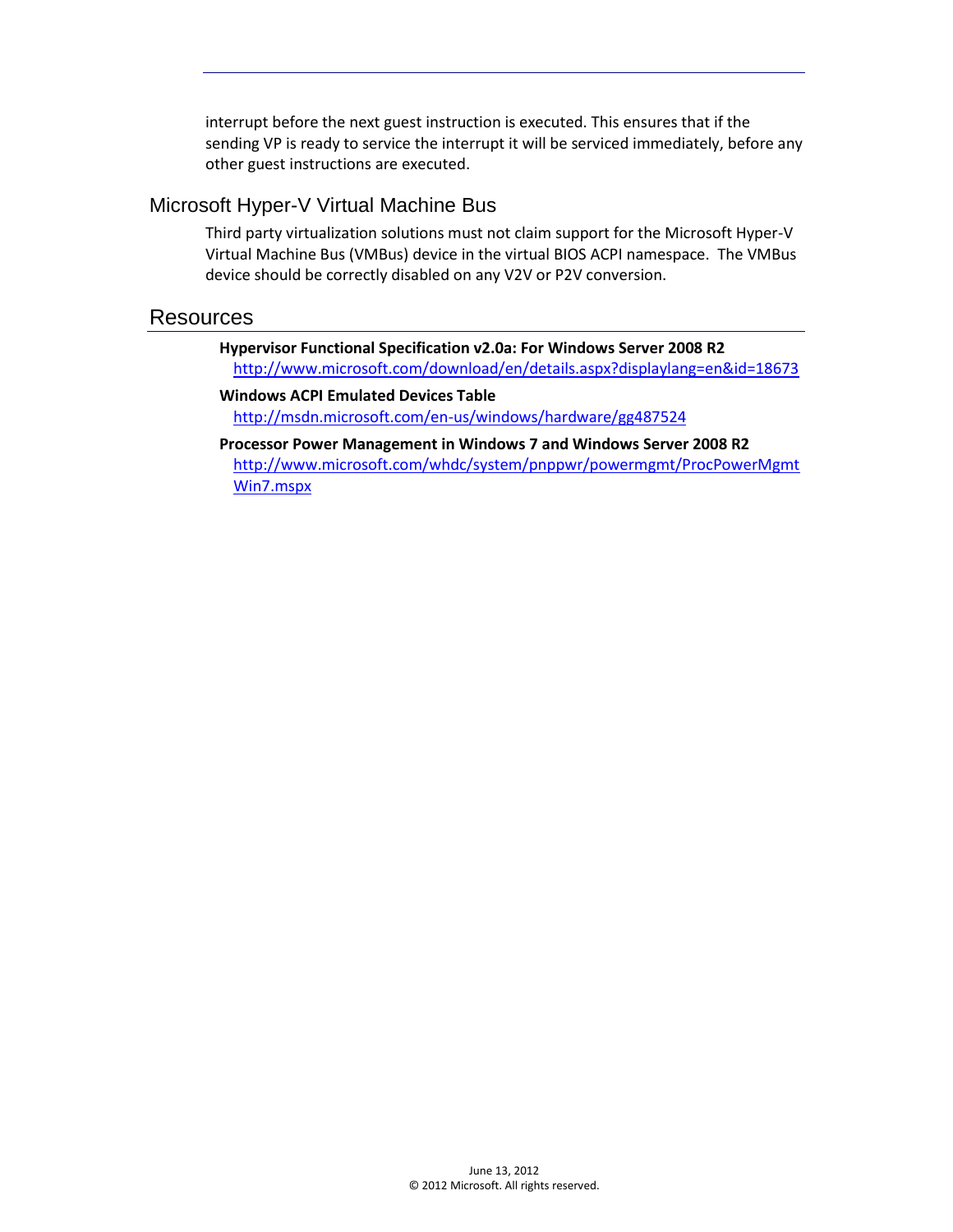interrupt before the next guest instruction is executed. This ensures that if the sending VP is ready to service the interrupt it will be serviced immediately, before any other guest instructions are executed.

### Microsoft Hyper-V Virtual Machine Bus

Third party virtualization solutions must not claim support for the Microsoft Hyper-V Virtual Machine Bus (VMBus) device in the virtual BIOS ACPI namespace. The VMBus device should be correctly disabled on any V2V or P2V conversion.

## Resources

**Hypervisor Functional Specification v2.0a: For Windows Server 2008 R2**
http://www.microsoft.com/download/en/details.aspx?displaylang=en&id=18673

**Windows ACPI Emulated Devices Table**
http://msdn.microsoft.com/en-us/windows/hardware/gg487524

**Processor Power Management in Windows 7 and Windows Server 2008 R2**
http://www.microsoft.com/whdc/system/pnppwr/powermgmt/ProcPowerMgmtWin7.mspx